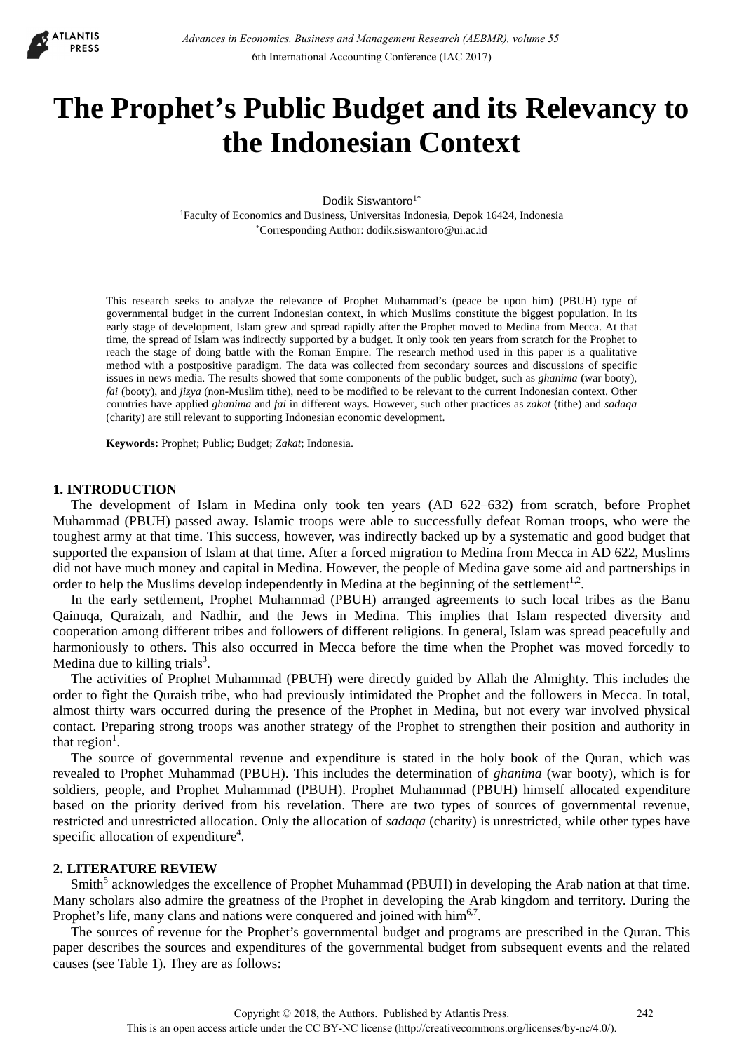# The Prophet's Public Budget and its Relevancy to the Indonesian Context

Dodik Siswantoro[1*]

[1]Faculty of Economics and Business, Universitas Indonesia, Depok 16424, Indonesia

[*]Corresponding Author: dodik.siswantoro@ui.ac.id

This research seeks to analyze the relevance of Prophet Muhammad's (peace be upon him) (PBUH) type of governmental budget in the current Indonesian context, in which Muslims constitute the biggest population. In its early stage of development, Islam grew and spread rapidly after the Prophet moved to Medina from Mecca. At that time, the spread of Islam was indirectly supported by a budget. It only took ten years from scratch for the Prophet to reach the stage of doing battle with the Roman Empire. The research method used in this paper is a qualitative method with a postpositive paradigm. The data was collected from secondary sources and discussions of specific issues in news media. The results showed that some components of the public budget, such as *ghanima* (war booty), *fai* (booty), and *jizya* (non-Muslim tithe), need to be modified to be relevant to the current Indonesian context. Other countries have applied *ghanima* and *fai* in different ways. However, such other practices as *zakat* (tithe) and *sadaqa* (charity) are still relevant to supporting Indonesian economic development.

**Keywords:** Prophet; Public; Budget; *Zakat*; Indonesia.

## 1. INTRODUCTION

The development of Islam in Medina only took ten years (AD 622–632) from scratch, before Prophet Muhammad (PBUH) passed away. Islamic troops were able to successfully defeat Roman troops, who were the toughest army at that time. This success, however, was indirectly backed up by a systematic and good budget that supported the expansion of Islam at that time. After a forced migration to Medina from Mecca in AD 622, Muslims did not have much money and capital in Medina. However, the people of Medina gave some aid and partnerships in order to help the Muslims develop independently in Medina at the beginning of the settlement[1,2].

In the early settlement, Prophet Muhammad (PBUH) arranged agreements to such local tribes as the Banu Qainuqa, Quraizah, and Nadhir, and the Jews in Medina. This implies that Islam respected diversity and cooperation among different tribes and followers of different religions. In general, Islam was spread peacefully and harmoniously to others. This also occurred in Mecca before the time when the Prophet was moved forcedly to Medina due to killing trials[3].

The activities of Prophet Muhammad (PBUH) were directly guided by Allah the Almighty. This includes the order to fight the Quraish tribe, who had previously intimidated the Prophet and the followers in Mecca. In total, almost thirty wars occurred during the presence of the Prophet in Medina, but not every war involved physical contact. Preparing strong troops was another strategy of the Prophet to strengthen their position and authority in that region[1].

The source of governmental revenue and expenditure is stated in the holy book of the Quran, which was revealed to Prophet Muhammad (PBUH). This includes the determination of *ghanima* (war booty), which is for soldiers, people, and Prophet Muhammad (PBUH). Prophet Muhammad (PBUH) himself allocated expenditure based on the priority derived from his revelation. There are two types of sources of governmental revenue, restricted and unrestricted allocation. Only the allocation of *sadaqa* (charity) is unrestricted, while other types have specific allocation of expenditure[4].

## 2. LITERATURE REVIEW

Smith[5] acknowledges the excellence of Prophet Muhammad (PBUH) in developing the Arab nation at that time. Many scholars also admire the greatness of the Prophet in developing the Arab kingdom and territory. During the Prophet's life, many clans and nations were conquered and joined with him[6,7].

The sources of revenue for the Prophet's governmental budget and programs are prescribed in the Quran. This paper describes the sources and expenditures of the governmental budget from subsequent events and the related causes (see Table 1). They are as follows: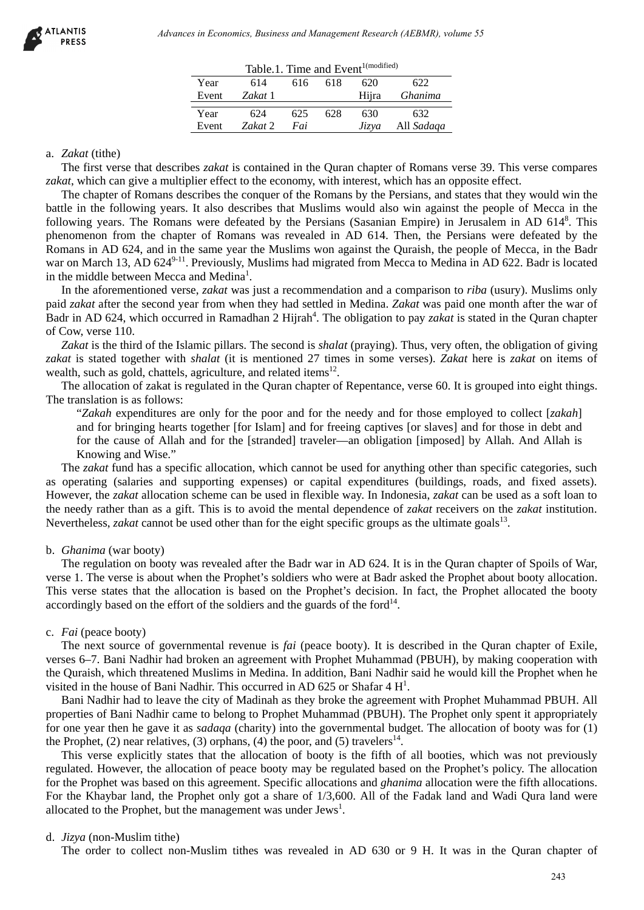Table.1. Time and Event[1(modified)]

| Year | 614 | 616 | 618 | 620 | 622 |
|---|---|---|---|---|---|
| Event | *Zakat* 1 | | | Hijra | *Ghanima* |
| Year | 624 | 625 | 628 | 630 | 632 |
| Event | *Zakat* 2 | *Fai* | | *Jizya* | All *Sadaqa* |

a. *Zakat* (tithe)

The first verse that describes *zakat* is contained in the Quran chapter of Romans verse 39. This verse compares *zakat*, which can give a multiplier effect to the economy, with interest, which has an opposite effect.

The chapter of Romans describes the conquer of the Romans by the Persians, and states that they would win the battle in the following years. It also describes that Muslims would also win against the people of Mecca in the following years. The Romans were defeated by the Persians (Sasanian Empire) in Jerusalem in AD 614[8]. This phenomenon from the chapter of Romans was revealed in AD 614. Then, the Persians were defeated by the Romans in AD 624, and in the same year the Muslims won against the Quraish, the people of Mecca, in the Badr war on March 13, AD 624[9-11]. Previously, Muslims had migrated from Mecca to Medina in AD 622. Badr is located in the middle between Mecca and Medina[1].

In the aforementioned verse, *zakat* was just a recommendation and a comparison to *riba* (usury). Muslims only paid *zakat* after the second year from when they had settled in Medina. *Zakat* was paid one month after the war of Badr in AD 624, which occurred in Ramadhan 2 Hijrah[4]. The obligation to pay *zakat* is stated in the Quran chapter of Cow, verse 110.

*Zakat* is the third of the Islamic pillars. The second is *shalat* (praying). Thus, very often, the obligation of giving *zakat* is stated together with *shalat* (it is mentioned 27 times in some verses). *Zakat* here is *zakat* on items of wealth, such as gold, chattels, agriculture, and related items[12].

The allocation of zakat is regulated in the Quran chapter of Repentance, verse 60. It is grouped into eight things. The translation is as follows:

> "*Zakah* expenditures are only for the poor and for the needy and for those employed to collect [*zakah*] and for bringing hearts together [for Islam] and for freeing captives [or slaves] and for those in debt and for the cause of Allah and for the [stranded] traveler—an obligation [imposed] by Allah. And Allah is Knowing and Wise."

The *zakat* fund has a specific allocation, which cannot be used for anything other than specific categories, such as operating (salaries and supporting expenses) or capital expenditures (buildings, roads, and fixed assets). However, the *zakat* allocation scheme can be used in flexible way. In Indonesia, *zakat* can be used as a soft loan to the needy rather than as a gift. This is to avoid the mental dependence of *zakat* receivers on the *zakat* institution. Nevertheless, *zakat* cannot be used other than for the eight specific groups as the ultimate goals[13].

b. *Ghanima* (war booty)

The regulation on booty was revealed after the Badr war in AD 624. It is in the Quran chapter of Spoils of War, verse 1. The verse is about when the Prophet's soldiers who were at Badr asked the Prophet about booty allocation. This verse states that the allocation is based on the Prophet's decision. In fact, the Prophet allocated the booty accordingly based on the effort of the soldiers and the guards of the ford[14].

c. *Fai* (peace booty)

The next source of governmental revenue is *fai* (peace booty). It is described in the Quran chapter of Exile, verses 6–7. Bani Nadhir had broken an agreement with Prophet Muhammad (PBUH), by making cooperation with the Quraish, which threatened Muslims in Medina. In addition, Bani Nadhir said he would kill the Prophet when he visited in the house of Bani Nadhir. This occurred in AD 625 or Shafar 4 H[1].

Bani Nadhir had to leave the city of Madinah as they broke the agreement with Prophet Muhammad PBUH. All properties of Bani Nadhir came to belong to Prophet Muhammad (PBUH). The Prophet only spent it appropriately for one year then he gave it as *sadaqa* (charity) into the governmental budget. The allocation of booty was for (1) the Prophet, (2) near relatives, (3) orphans, (4) the poor, and (5) travelers[14].

This verse explicitly states that the allocation of booty is the fifth of all booties, which was not previously regulated. However, the allocation of peace booty may be regulated based on the Prophet's policy. The allocation for the Prophet was based on this agreement. Specific allocations and *ghanima* allocation were the fifth allocations. For the Khaybar land, the Prophet only got a share of 1/3,600. All of the Fadak land and Wadi Qura land were allocated to the Prophet, but the management was under Jews[1].

d. *Jizya* (non-Muslim tithe)

The order to collect non-Muslim tithes was revealed in AD 630 or 9 H. It was in the Quran chapter of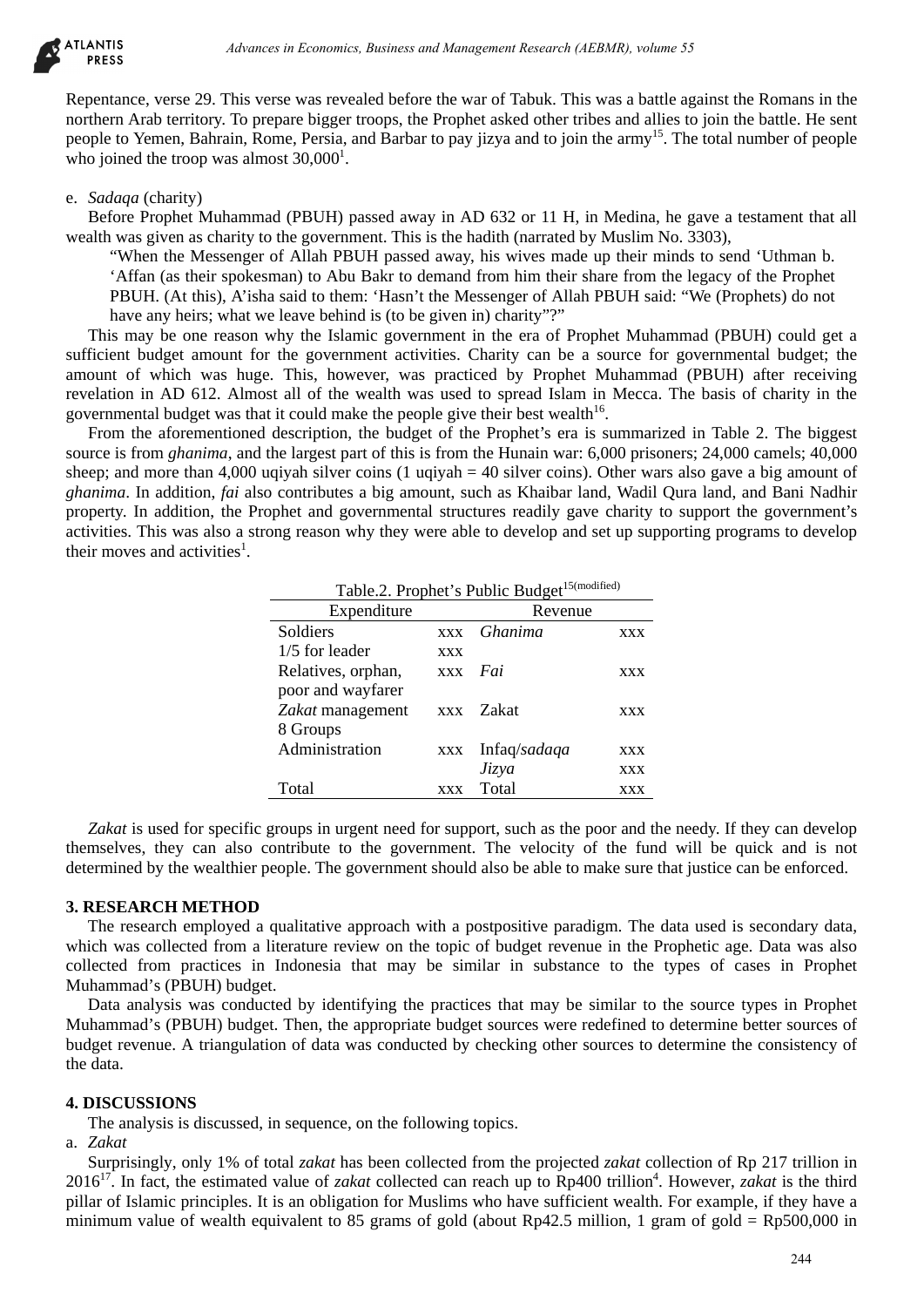Repentance, verse 29. This verse was revealed before the war of Tabuk. This was a battle against the Romans in the northern Arab territory. To prepare bigger troops, the Prophet asked other tribes and allies to join the battle. He sent people to Yemen, Bahrain, Rome, Persia, and Barbar to pay jizya and to join the army[15]. The total number of people who joined the troop was almost 30,000[1].

e. *Sadaqa* (charity)

Before Prophet Muhammad (PBUH) passed away in AD 632 or 11 H, in Medina, he gave a testament that all wealth was given as charity to the government. This is the hadith (narrated by Muslim No. 3303),

> "When the Messenger of Allah PBUH passed away, his wives made up their minds to send 'Uthman b. 'Affan (as their spokesman) to Abu Bakr to demand from him their share from the legacy of the Prophet PBUH. (At this), A'isha said to them: 'Hasn't the Messenger of Allah PBUH said: "We (Prophets) do not have any heirs; what we leave behind is (to be given in) charity"?"

This may be one reason why the Islamic government in the era of Prophet Muhammad (PBUH) could get a sufficient budget amount for the government activities. Charity can be a source for governmental budget; the amount of which was huge. This, however, was practiced by Prophet Muhammad (PBUH) after receiving revelation in AD 612. Almost all of the wealth was used to spread Islam in Mecca. The basis of charity in the governmental budget was that it could make the people give their best wealth[16].

From the aforementioned description, the budget of the Prophet's era is summarized in Table 2. The biggest source is from *ghanima*, and the largest part of this is from the Hunain war: 6,000 prisoners; 24,000 camels; 40,000 sheep; and more than 4,000 uqiyah silver coins (1 uqiyah = 40 silver coins). Other wars also gave a big amount of *ghanima*. In addition, *fai* also contributes a big amount, such as Khaibar land, Wadil Qura land, and Bani Nadhir property. In addition, the Prophet and governmental structures readily gave charity to support the government's activities. This was also a strong reason why they were able to develop and set up supporting programs to develop their moves and activities[1].

Table.2. Prophet's Public Budget[15(modified)]

| Expenditure | | Revenue | |
|---|---|---|---|
| Soldiers | xxx | *Ghanima* | xxx |
| 1/5 for leader | xxx | | |
| Relatives, orphan, poor and wayfarer | xxx | *Fai* | xxx |
| *Zakat* management 8 Groups | xxx | Zakat | xxx |
| Administration | xxx | Infaq/*sadaqa* | xxx |
| | | *Jizya* | xxx |
| Total | xxx | Total | xxx |

*Zakat* is used for specific groups in urgent need for support, such as the poor and the needy. If they can develop themselves, they can also contribute to the government. The velocity of the fund will be quick and is not determined by the wealthier people. The government should also be able to make sure that justice can be enforced.

## 3. RESEARCH METHOD

The research employed a qualitative approach with a postpositive paradigm. The data used is secondary data, which was collected from a literature review on the topic of budget revenue in the Prophetic age. Data was also collected from practices in Indonesia that may be similar in substance to the types of cases in Prophet Muhammad's (PBUH) budget.

Data analysis was conducted by identifying the practices that may be similar to the source types in Prophet Muhammad's (PBUH) budget. Then, the appropriate budget sources were redefined to determine better sources of budget revenue. A triangulation of data was conducted by checking other sources to determine the consistency of the data.

## 4. DISCUSSIONS

The analysis is discussed, in sequence, on the following topics.

a. *Zakat*

Surprisingly, only 1% of total *zakat* has been collected from the projected *zakat* collection of Rp 217 trillion in 2016[17]. In fact, the estimated value of *zakat* collected can reach up to Rp400 trillion[4]. However, *zakat* is the third pillar of Islamic principles. It is an obligation for Muslims who have sufficient wealth. For example, if they have a minimum value of wealth equivalent to 85 grams of gold (about Rp42.5 million, 1 gram of gold = Rp500,000 in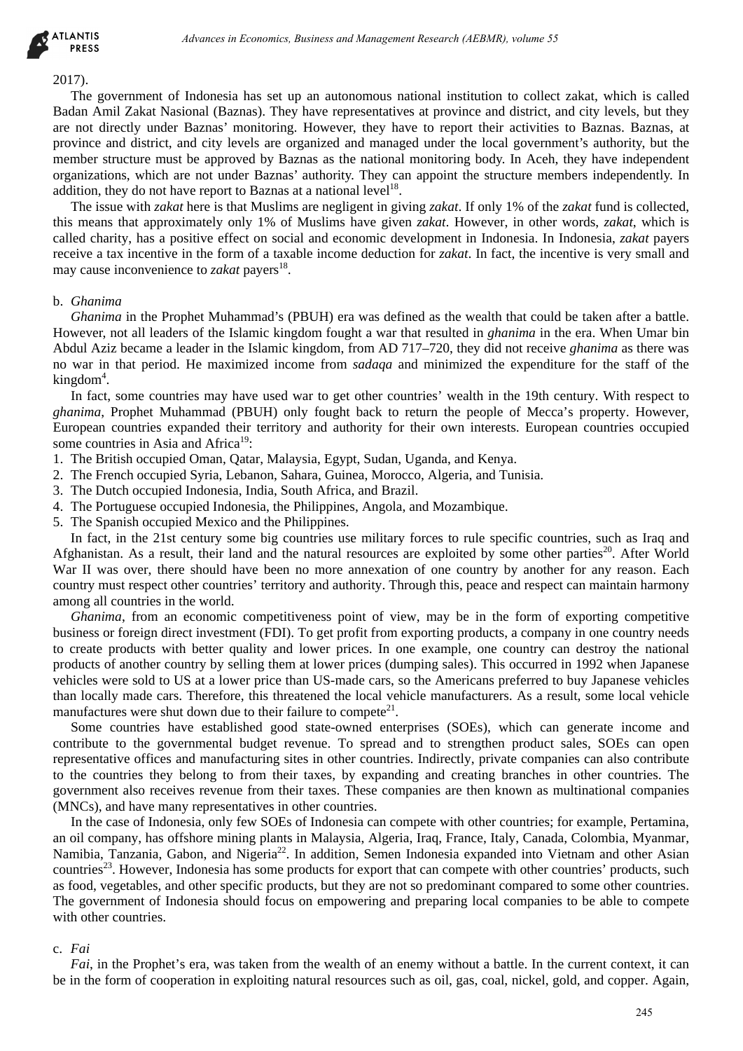2017).

The government of Indonesia has set up an autonomous national institution to collect zakat, which is called Badan Amil Zakat Nasional (Baznas). They have representatives at province and district, and city levels, but they are not directly under Baznas' monitoring. However, they have to report their activities to Baznas. Baznas, at province and district, and city levels are organized and managed under the local government's authority, but the member structure must be approved by Baznas as the national monitoring body. In Aceh, they have independent organizations, which are not under Baznas' authority. They can appoint the structure members independently. In addition, they do not have report to Baznas at a national level[18].

The issue with *zakat* here is that Muslims are negligent in giving *zakat*. If only 1% of the *zakat* fund is collected, this means that approximately only 1% of Muslims have given *zakat*. However, in other words, *zakat*, which is called charity, has a positive effect on social and economic development in Indonesia. In Indonesia, *zakat* payers receive a tax incentive in the form of a taxable income deduction for *zakat*. In fact, the incentive is very small and may cause inconvenience to *zakat* payers[18].

b. *Ghanima*

*Ghanima* in the Prophet Muhammad's (PBUH) era was defined as the wealth that could be taken after a battle. However, not all leaders of the Islamic kingdom fought a war that resulted in *ghanima* in the era. When Umar bin Abdul Aziz became a leader in the Islamic kingdom, from AD 717–720, they did not receive *ghanima* as there was no war in that period. He maximized income from *sadaqa* and minimized the expenditure for the staff of the kingdom[4].

In fact, some countries may have used war to get other countries' wealth in the 19th century. With respect to *ghanima*, Prophet Muhammad (PBUH) only fought back to return the people of Mecca's property. However, European countries expanded their territory and authority for their own interests. European countries occupied some countries in Asia and Africa[19]:

1. The British occupied Oman, Qatar, Malaysia, Egypt, Sudan, Uganda, and Kenya.
2. The French occupied Syria, Lebanon, Sahara, Guinea, Morocco, Algeria, and Tunisia.
3. The Dutch occupied Indonesia, India, South Africa, and Brazil.
4. The Portuguese occupied Indonesia, the Philippines, Angola, and Mozambique.
5. The Spanish occupied Mexico and the Philippines.

In fact, in the 21st century some big countries use military forces to rule specific countries, such as Iraq and Afghanistan. As a result, their land and the natural resources are exploited by some other parties[20]. After World War II was over, there should have been no more annexation of one country by another for any reason. Each country must respect other countries' territory and authority. Through this, peace and respect can maintain harmony among all countries in the world.

*Ghanima*, from an economic competitiveness point of view, may be in the form of exporting competitive business or foreign direct investment (FDI). To get profit from exporting products, a company in one country needs to create products with better quality and lower prices. In one example, one country can destroy the national products of another country by selling them at lower prices (dumping sales). This occurred in 1992 when Japanese vehicles were sold to US at a lower price than US-made cars, so the Americans preferred to buy Japanese vehicles than locally made cars. Therefore, this threatened the local vehicle manufacturers. As a result, some local vehicle manufactures were shut down due to their failure to compete[21].

Some countries have established good state-owned enterprises (SOEs), which can generate income and contribute to the governmental budget revenue. To spread and to strengthen product sales, SOEs can open representative offices and manufacturing sites in other countries. Indirectly, private companies can also contribute to the countries they belong to from their taxes, by expanding and creating branches in other countries. The government also receives revenue from their taxes. These companies are then known as multinational companies (MNCs), and have many representatives in other countries.

In the case of Indonesia, only few SOEs of Indonesia can compete with other countries; for example, Pertamina, an oil company, has offshore mining plants in Malaysia, Algeria, Iraq, France, Italy, Canada, Colombia, Myanmar, Namibia, Tanzania, Gabon, and Nigeria[22]. In addition, Semen Indonesia expanded into Vietnam and other Asian countries[23]. However, Indonesia has some products for export that can compete with other countries' products, such as food, vegetables, and other specific products, but they are not so predominant compared to some other countries. The government of Indonesia should focus on empowering and preparing local companies to be able to compete with other countries.

c. *Fai*

*Fai*, in the Prophet's era, was taken from the wealth of an enemy without a battle. In the current context, it can be in the form of cooperation in exploiting natural resources such as oil, gas, coal, nickel, gold, and copper. Again,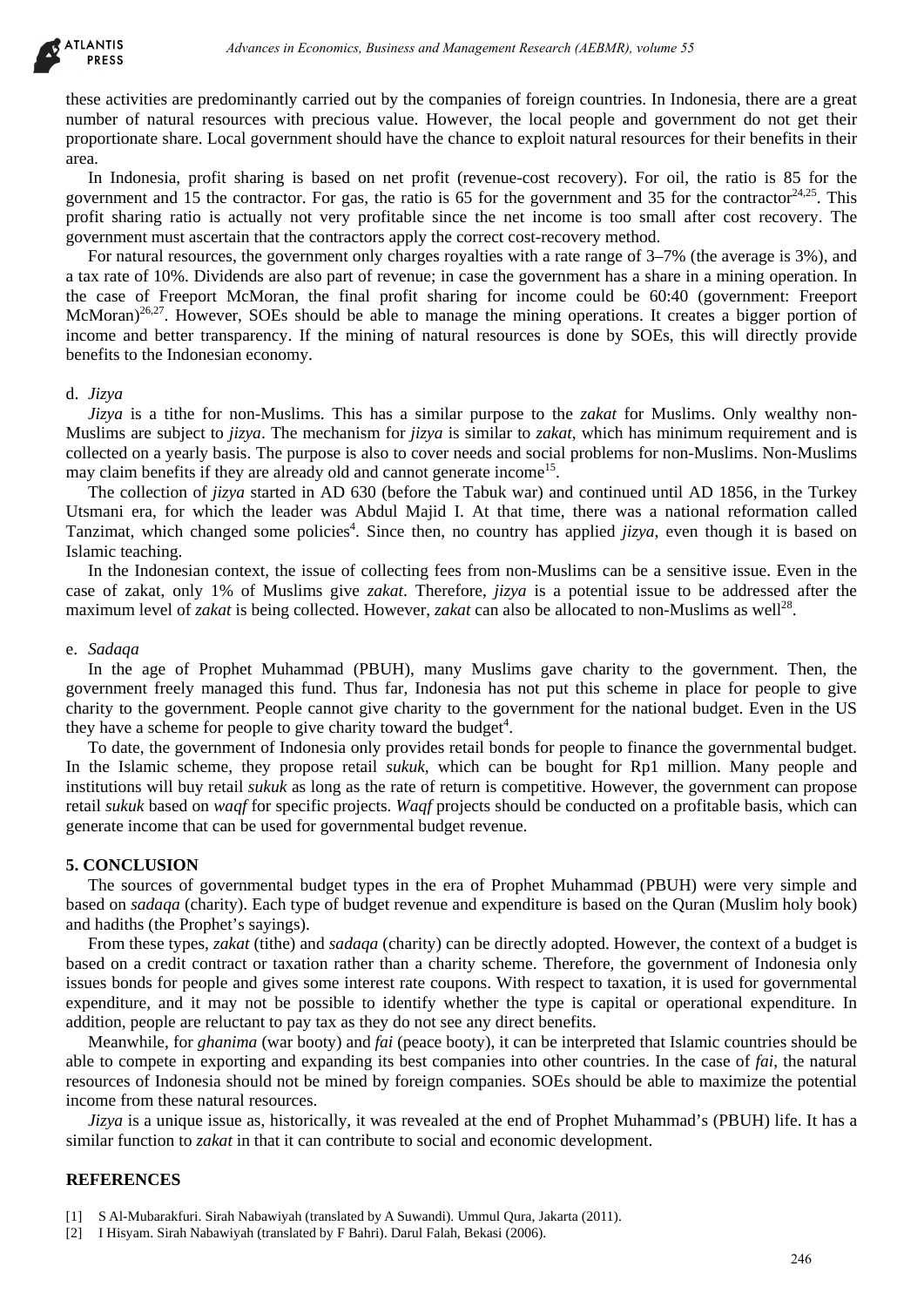these activities are predominantly carried out by the companies of foreign countries. In Indonesia, there are a great number of natural resources with precious value. However, the local people and government do not get their proportionate share. Local government should have the chance to exploit natural resources for their benefits in their area.

In Indonesia, profit sharing is based on net profit (revenue-cost recovery). For oil, the ratio is 85 for the government and 15 the contractor. For gas, the ratio is 65 for the government and 35 for the contractor[24,25]. This profit sharing ratio is actually not very profitable since the net income is too small after cost recovery. The government must ascertain that the contractors apply the correct cost-recovery method.

For natural resources, the government only charges royalties with a rate range of 3–7% (the average is 3%), and a tax rate of 10%. Dividends are also part of revenue; in case the government has a share in a mining operation. In the case of Freeport McMoran, the final profit sharing for income could be 60:40 (government: Freeport McMoran)[26,27]. However, SOEs should be able to manage the mining operations. It creates a bigger portion of income and better transparency. If the mining of natural resources is done by SOEs, this will directly provide benefits to the Indonesian economy.

d. *Jizya*

*Jizya* is a tithe for non-Muslims. This has a similar purpose to the *zakat* for Muslims. Only wealthy non-Muslims are subject to *jizya*. The mechanism for *jizya* is similar to *zakat*, which has minimum requirement and is collected on a yearly basis. The purpose is also to cover needs and social problems for non-Muslims. Non-Muslims may claim benefits if they are already old and cannot generate income[15].

The collection of *jizya* started in AD 630 (before the Tabuk war) and continued until AD 1856, in the Turkey Utsmani era, for which the leader was Abdul Majid I. At that time, there was a national reformation called Tanzimat, which changed some policies[4]. Since then, no country has applied *jizya*, even though it is based on Islamic teaching.

In the Indonesian context, the issue of collecting fees from non-Muslims can be a sensitive issue. Even in the case of zakat, only 1% of Muslims give *zakat*. Therefore, *jizya* is a potential issue to be addressed after the maximum level of *zakat* is being collected. However, *zakat* can also be allocated to non-Muslims as well[28].

e. *Sadaqa*

In the age of Prophet Muhammad (PBUH), many Muslims gave charity to the government. Then, the government freely managed this fund. Thus far, Indonesia has not put this scheme in place for people to give charity to the government. People cannot give charity to the government for the national budget. Even in the US they have a scheme for people to give charity toward the budget[4].

To date, the government of Indonesia only provides retail bonds for people to finance the governmental budget. In the Islamic scheme, they propose retail *sukuk*, which can be bought for Rp1 million. Many people and institutions will buy retail *sukuk* as long as the rate of return is competitive. However, the government can propose retail *sukuk* based on *waqf* for specific projects. *Waqf* projects should be conducted on a profitable basis, which can generate income that can be used for governmental budget revenue.

## 5. CONCLUSION

The sources of governmental budget types in the era of Prophet Muhammad (PBUH) were very simple and based on *sadaqa* (charity). Each type of budget revenue and expenditure is based on the Quran (Muslim holy book) and hadiths (the Prophet's sayings).

From these types, *zakat* (tithe) and *sadaqa* (charity) can be directly adopted. However, the context of a budget is based on a credit contract or taxation rather than a charity scheme. Therefore, the government of Indonesia only issues bonds for people and gives some interest rate coupons. With respect to taxation, it is used for governmental expenditure, and it may not be possible to identify whether the type is capital or operational expenditure. In addition, people are reluctant to pay tax as they do not see any direct benefits.

Meanwhile, for *ghanima* (war booty) and *fai* (peace booty), it can be interpreted that Islamic countries should be able to compete in exporting and expanding its best companies into other countries. In the case of *fai*, the natural resources of Indonesia should not be mined by foreign companies. SOEs should be able to maximize the potential income from these natural resources.

*Jizya* is a unique issue as, historically, it was revealed at the end of Prophet Muhammad's (PBUH) life. It has a similar function to *zakat* in that it can contribute to social and economic development.

## REFERENCES

[1] S Al-Mubarakfuri. Sirah Nabawiyah (translated by A Suwandi). Ummul Qura, Jakarta (2011).

[2] I Hisyam. Sirah Nabawiyah (translated by F Bahri). Darul Falah, Bekasi (2006).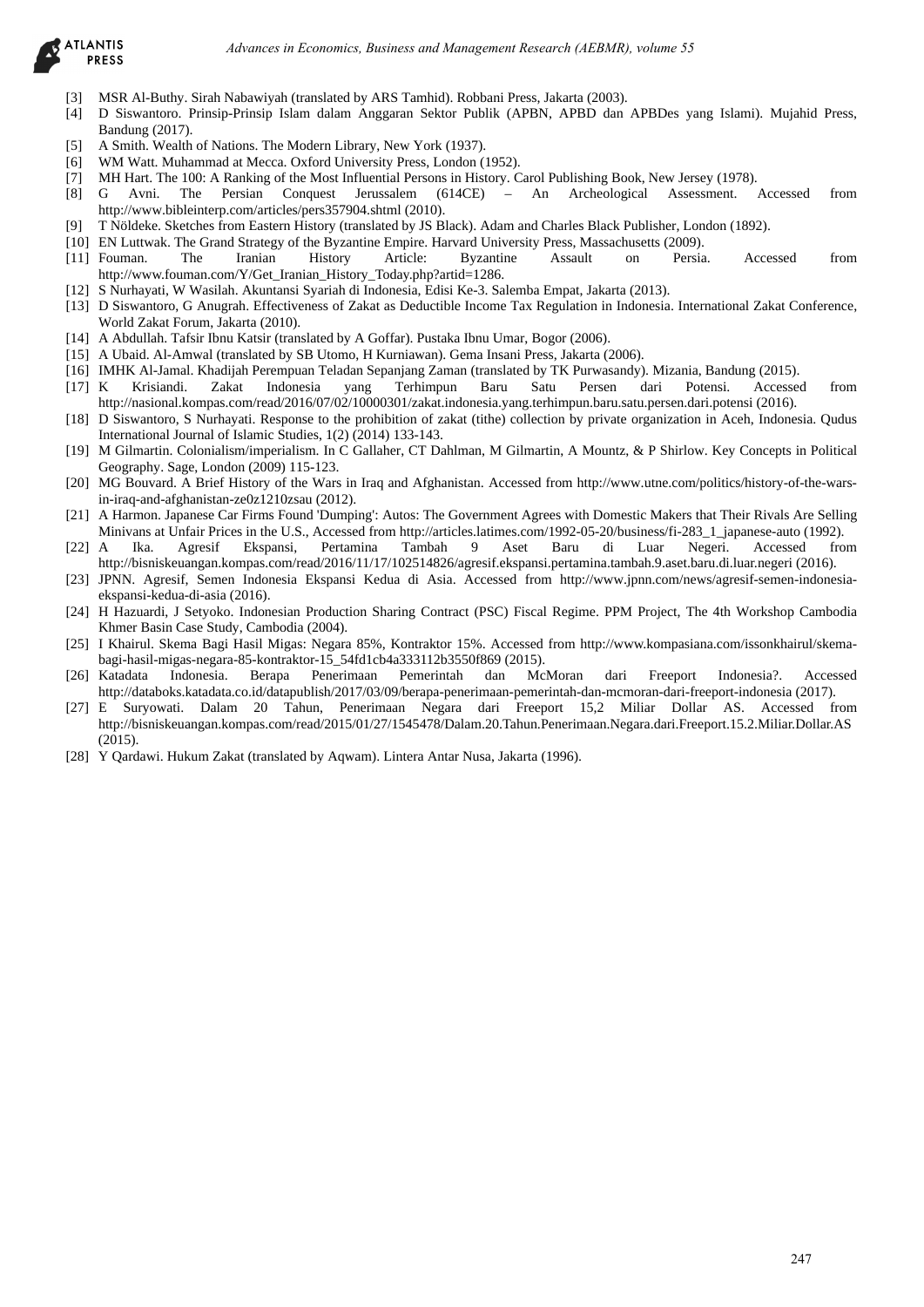[3] MSR Al-Buthy. Sirah Nabawiyah (translated by ARS Tamhid). Robbani Press, Jakarta (2003).

[4] D Siswantoro. Prinsip-Prinsip Islam dalam Anggaran Sektor Publik (APBN, APBD dan APBDes yang Islami). Mujahid Press, Bandung (2017).

[5] A Smith. Wealth of Nations. The Modern Library, New York (1937).

[6] WM Watt. Muhammad at Mecca. Oxford University Press, London (1952).

[7] MH Hart. The 100: A Ranking of the Most Influential Persons in History. Carol Publishing Book, New Jersey (1978).

[8] G Avni. The Persian Conquest Jerussalem (614CE) – An Archeological Assessment. Accessed from http://www.bibleinterp.com/articles/pers357904.shtml (2010).

[9] T Nöldeke. Sketches from Eastern History (translated by JS Black). Adam and Charles Black Publisher, London (1892).

[10] EN Luttwak. The Grand Strategy of the Byzantine Empire. Harvard University Press, Massachusetts (2009).

[11] Fouman. The Iranian History Article: Byzantine Assault on Persia. Accessed from http://www.fouman.com/Y/Get_Iranian_History_Today.php?artid=1286.

[12] S Nurhayati, W Wasilah. Akuntansi Syariah di Indonesia, Edisi Ke-3. Salemba Empat, Jakarta (2013).

[13] D Siswantoro, G Anugrah. Effectiveness of Zakat as Deductible Income Tax Regulation in Indonesia. International Zakat Conference, World Zakat Forum, Jakarta (2010).

[14] A Abdullah. Tafsir Ibnu Katsir (translated by A Goffar). Pustaka Ibnu Umar, Bogor (2006).

[15] A Ubaid. Al-Amwal (translated by SB Utomo, H Kurniawan). Gema Insani Press, Jakarta (2006).

[16] IMHK Al-Jamal. Khadijah Perempuan Teladan Sepanjang Zaman (translated by TK Purwasandy). Mizania, Bandung (2015).

[17] K Krisiandi. Zakat Indonesia yang Terhimpun Baru Satu Persen dari Potensi. Accessed from http://nasional.kompas.com/read/2016/07/02/10000301/zakat.indonesia.yang.terhimpun.baru.satu.persen.dari.potensi (2016).

[18] D Siswantoro, S Nurhayati. Response to the prohibition of zakat (tithe) collection by private organization in Aceh, Indonesia. Qudus International Journal of Islamic Studies, 1(2) (2014) 133-143.

[19] M Gilmartin. Colonialism/imperialism. In C Gallaher, CT Dahlman, M Gilmartin, A Mountz, & P Shirlow. Key Concepts in Political Geography. Sage, London (2009) 115-123.

[20] MG Bouvard. A Brief History of the Wars in Iraq and Afghanistan. Accessed from http://www.utne.com/politics/history-of-the-wars-in-iraq-and-afghanistan-ze0z1210zsau (2012).

[21] A Harmon. Japanese Car Firms Found 'Dumping': Autos: The Government Agrees with Domestic Makers that Their Rivals Are Selling Minivans at Unfair Prices in the U.S., Accessed from http://articles.latimes.com/1992-05-20/business/fi-283_1_japanese-auto (1992).

[22] A Ika. Agresif Ekspansi, Pertamina Tambah 9 Aset Baru di Luar Negeri. Accessed from http://bisniskeuangan.kompas.com/read/2016/11/17/102514826/agresif.ekspansi.pertamina.tambah.9.aset.baru.di.luar.negeri (2016).

[23] JPNN. Agresif, Semen Indonesia Ekspansi Kedua di Asia. Accessed from http://www.jpnn.com/news/agresif-semen-indonesia-ekspansi-kedua-di-asia (2016).

[24] H Hazuardi, J Setyoko. Indonesian Production Sharing Contract (PSC) Fiscal Regime. PPM Project, The 4th Workshop Cambodia Khmer Basin Case Study, Cambodia (2004).

[25] I Khairul. Skema Bagi Hasil Migas: Negara 85%, Kontraktor 15%. Accessed from http://www.kompasiana.com/issonkhairul/skema-bagi-hasil-migas-negara-85-kontraktor-15_54fd1cb4a333112b3550f869 (2015).

[26] Katadata Indonesia. Berapa Penerimaan Pemerintah dan McMoran dari Freeport Indonesia?. Accessed http://databoks.katadata.co.id/datapublish/2017/03/09/berapa-penerimaan-pemerintah-dan-mcmoran-dari-freeport-indonesia (2017).

[27] E Suryowati. Dalam 20 Tahun, Penerimaan Negara dari Freeport 15,2 Miliar Dollar AS. Accessed from http://bisniskeuangan.kompas.com/read/2015/01/27/1545478/Dalam.20.Tahun.Penerimaan.Negara.dari.Freeport.15.2.Miliar.Dollar.AS (2015).

[28] Y Qardawi. Hukum Zakat (translated by Aqwam). Lintera Antar Nusa, Jakarta (1996).